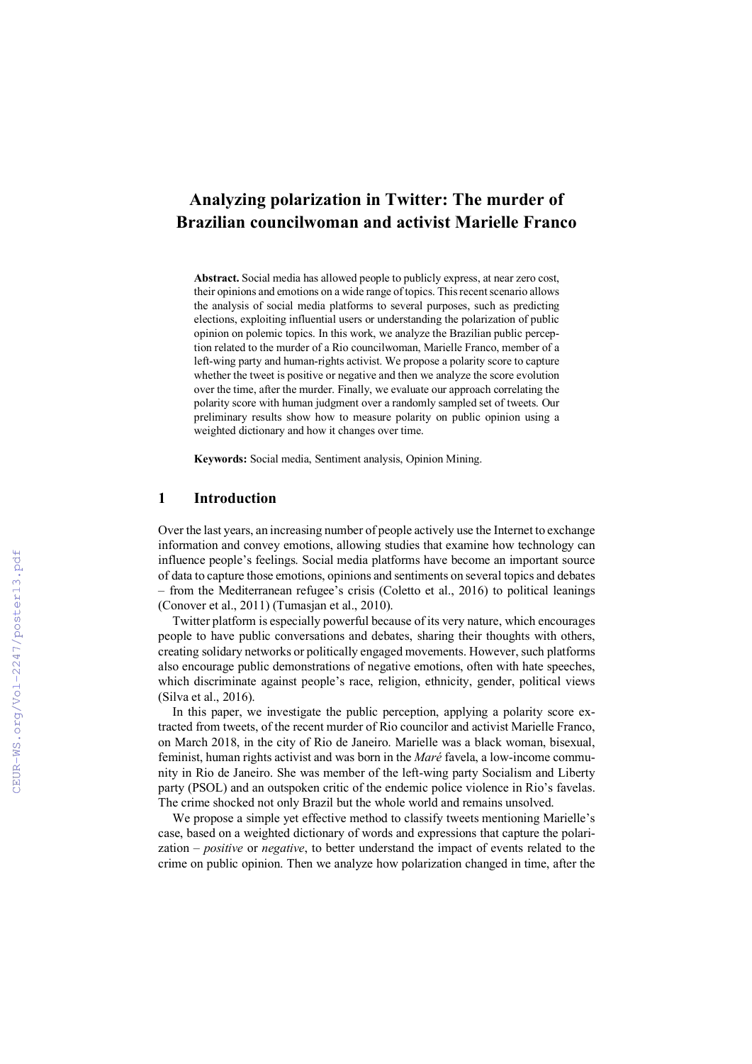# Analyzing polarization in Twitter: The murder of Brazilian councilwoman and activist Marielle Franco

**Abstract.** Social media has allowed people to publicly express, at near zero cost, their opinions and emotions on a wide range of topics. This recent scenario allows the analysis of social media platforms to several purposes, such as predicting elections, exploiting influential users or understanding the polarization of public opinion on polemic topics. In this work, we analyze the Brazilian public perception related to the murder of a Rio councilwoman, Marielle Franco, member of a left-wing party and human-rights activist. We propose a polarity score to capture whether the tweet is positive or negative and then we analyze the score evolution over the time, after the murder. Finally, we evaluate our approach correlating the polarity score with human judgment over a randomly sampled set of tweets. Our preliminary results show how to measure polarity on public opinion using a weighted dictionary and how it changes over time.

**Keywords:** Social media, Sentiment analysis, Opinion Mining.

## 1 Introduction

Over the last years, an increasing number of people actively use the Internet to exchange information and convey emotions, allowing studies that examine how technology can influence people's feelings. Social media platforms have become an important source of data to capture those emotions, opinions and sentiments on several topics and debates – from the Mediterranean refugee's crisis (Coletto et al., 2016) to political leanings (Conover et al., 2011) (Tumasjan et al., 2010).

Twitter platform is especially powerful because of its very nature, which encourages people to have public conversations and debates, sharing their thoughts with others, creating solidary networks or politically engaged movements. However, such platforms also encourage public demonstrations of negative emotions, often with hate speeches, which discriminate against people's race, religion, ethnicity, gender, political views (Silva et al., 2016).

In this paper, we investigate the public perception, applying a polarity score extracted from tweets, of the recent murder of Rio councilor and activist Marielle Franco, on March 2018, in the city of Rio de Janeiro. Marielle was a black woman, bisexual, feminist, human rights activist and was born in the *Maré* favela, a low-income community in Rio de Janeiro. She was member of the left-wing party Socialism and Liberty party (PSOL) and an outspoken critic of the endemic police violence in Rio's favelas. The crime shocked not only Brazil but the whole world and remains unsolved.

We propose a simple yet effective method to classify tweets mentioning Marielle's case, based on a weighted dictionary of words and expressions that capture the polarization – *positive* or *negative*, to better understand the impact of events related to the crime on public opinion. Then we analyze how polarization changed in time, after the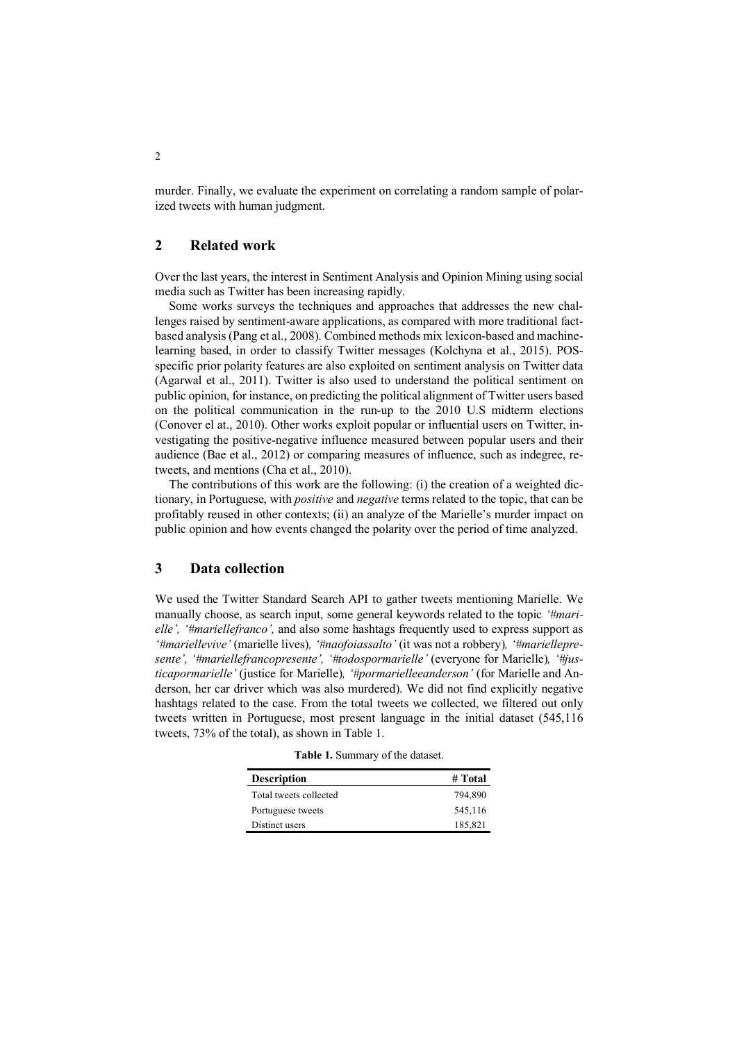murder. Finally, we evaluate the experiment on correlating a random sample of polarized tweets with human judgment.

## 2 Related work

Over the last years, the interest in Sentiment Analysis and Opinion Mining using social media such as Twitter has been increasing rapidly.

Some works surveys the techniques and approaches that addresses the new challenges raised by sentiment-aware applications, as compared with more traditional fact-based analysis (Pang et al., 2008). Combined methods mix lexicon-based and machine-learning based, in order to classify Twitter messages (Kolchyna et al., 2015). POS-specific prior polarity features are also exploited on sentiment analysis on Twitter data (Agarwal et al., 2011). Twitter is also used to understand the political sentiment on public opinion, for instance, on predicting the political alignment of Twitter users based on the political communication in the run-up to the 2010 U.S midterm elections (Conover el at., 2010). Other works exploit popular or influential users on Twitter, investigating the positive-negative influence measured between popular users and their audience (Bae et al., 2012) or comparing measures of influence, such as indegree, retweets, and mentions (Cha et al., 2010).

The contributions of this work are the following: (i) the creation of a weighted dictionary, in Portuguese, with *positive* and *negative* terms related to the topic, that can be profitably reused in other contexts; (ii) an analyze of the Marielle's murder impact on public opinion and how events changed the polarity over the period of time analyzed.

## 3 Data collection

We used the Twitter Standard Search API to gather tweets mentioning Marielle. We manually choose, as search input, some general keywords related to the topic *'#marielle', '#mariellefranco',* and also some hashtags frequently used to express support as *'#mariellevive'* (marielle lives)*, '#naofoiassalto'* (it was not a robbery)*, '#mariellepresente', '#mariellefrancopresente', '#todospormarielle'* (everyone for Marielle)*, '#justicapormarielle'* (justice for Marielle)*, '#pormarielleeanderson'* (for Marielle and Anderson, her car driver which was also murdered). We did not find explicitly negative hashtags related to the case. From the total tweets we collected, we filtered out only tweets written in Portuguese, most present language in the initial dataset (545,116 tweets, 73% of the total), as shown in Table 1.

**Table 1.** Summary of the dataset.

| Description | # Total |
|---|---|
| Total tweets collected | 794,890 |
| Portuguese tweets | 545,116 |
| Distinct users | 185,821 |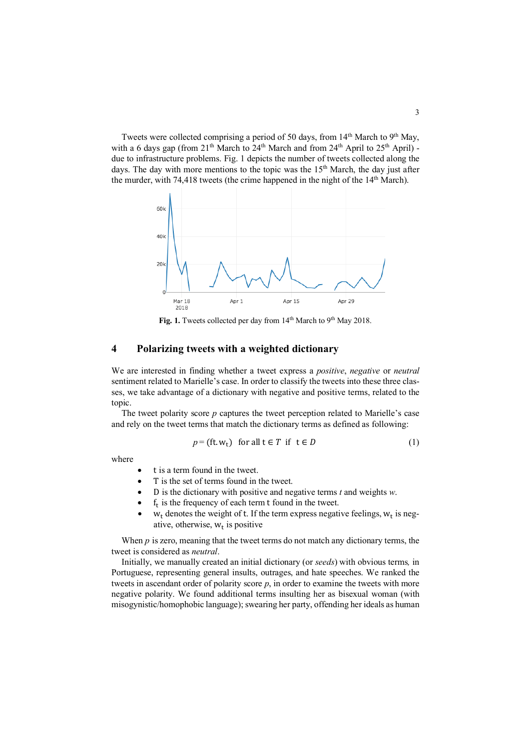Tweets were collected comprising a period of 50 days, from 14th March to 9th May, with a 6 days gap (from 21st March to 24th March and from 24th April to 25th April) - due to infrastructure problems. Fig. 1 depicts the number of tweets collected along the days. The day with more mentions to the topic was the 15th March, the day just after the murder, with 74,418 tweets (the crime happened in the night of the 14th March).

**Fig. 1.** Tweets collected per day from 14th March to 9th May 2018.

## 4 Polarizing tweets with a weighted dictionary

We are interested in finding whether a tweet express a *positive*, *negative* or *neutral* sentiment related to Marielle's case. In order to classify the tweets into these three classes, we take advantage of a dictionary with negative and positive terms, related to the topic.

The tweet polarity score *p* captures the tweet perception related to Marielle's case and rely on the tweet terms that match the dictionary terms as defined as following:

$$p = (\mathrm{ft.w_t}) \quad \text{for all } \mathrm{t} \in T \ \text{ if } \ \mathrm{t} \in D \tag{1}$$

where

- t is a term found in the tweet.
- T is the set of terms found in the tweet.
- D is the dictionary with positive and negative terms *t* and weights *w*.
- $\mathrm{f_t}$ is the frequency of each term t found in the tweet.
- $\mathrm{w_t}$ denotes the weight of t. If the term express negative feelings, $\mathrm{w_t}$ is negative, otherwise, $\mathrm{w_t}$ is positive

When *p* is zero, meaning that the tweet terms do not match any dictionary terms, the tweet is considered as *neutral*.

Initially, we manually created an initial dictionary (or *seeds*) with obvious terms*,* in Portuguese, representing general insults, outrages, and hate speeches. We ranked the tweets in ascendant order of polarity score *p*, in order to examine the tweets with more negative polarity. We found additional terms insulting her as bisexual woman (with misogynistic/homophobic language); swearing her party, offending her ideals as human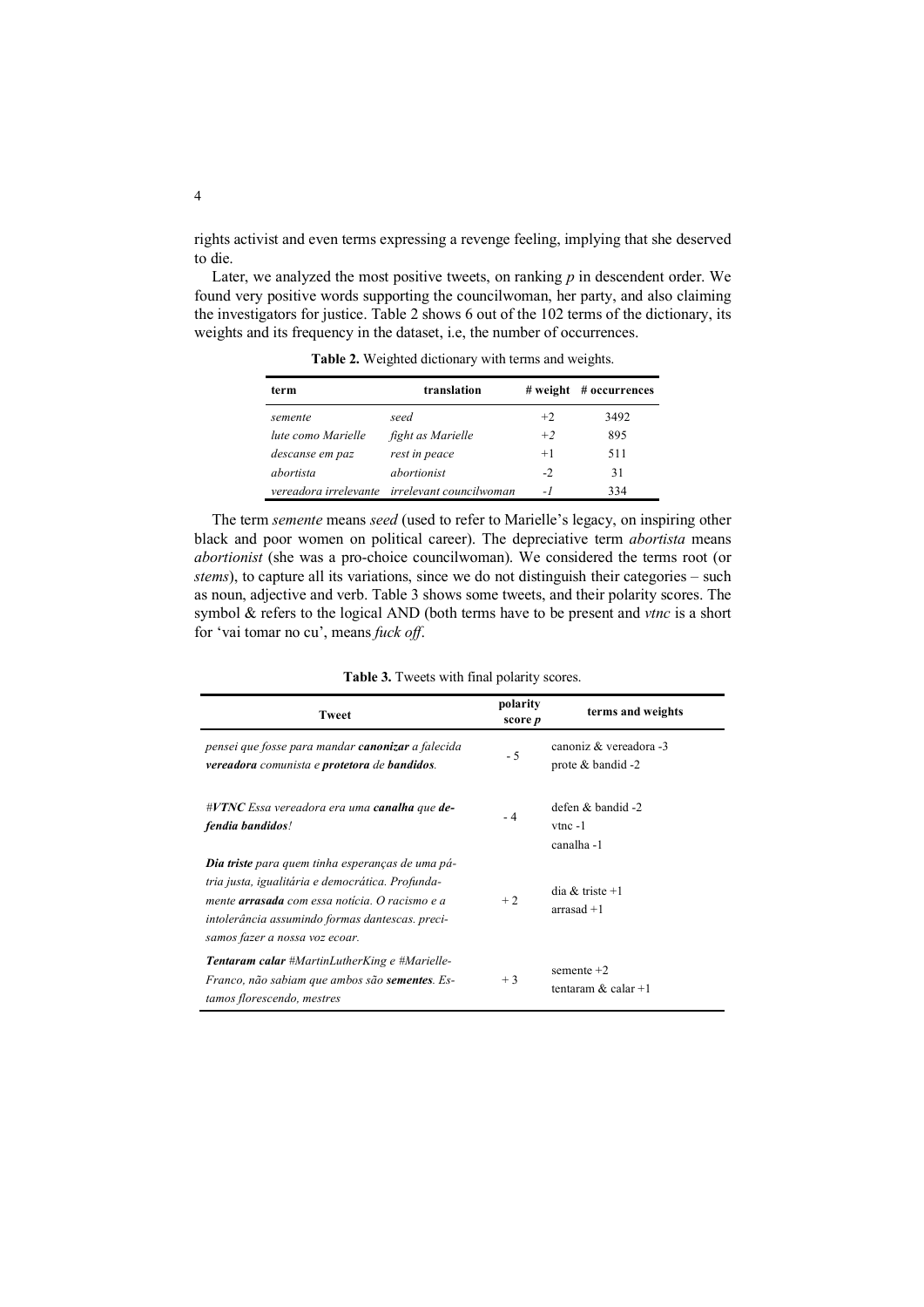rights activist and even terms expressing a revenge feeling, implying that she deserved to die.

Later, we analyzed the most positive tweets, on ranking $p$ in descendent order. We found very positive words supporting the councilwoman, her party, and also claiming the investigators for justice. Table 2 shows 6 out of the 102 terms of the dictionary, its weights and its frequency in the dataset, i.e, the number of occurrences.

**Table 2.** Weighted dictionary with terms and weights.

| term | translation | # weight | # occurrences |
|---|---|---|---|
| *semente* | *seed* | +2 | 3492 |
| *lute como Marielle* | *fight as Marielle* | *+2* | 895 |
| *descanse em paz* | *rest in peace* | +1 | 511 |
| *abortista* | *abortionist* | -2 | 31 |
| *vereadora irrelevante* | *irrelevant councilwoman* | *-1* | 334 |

The term *semente* means *seed* (used to refer to Marielle's legacy, on inspiring other black and poor women on political career). The depreciative term *abortista* means *abortionist* (she was a pro-choice councilwoman). We considered the terms root (or *stems*), to capture all its variations, since we do not distinguish their categories – such as noun, adjective and verb. Table 3 shows some tweets, and their polarity scores. The symbol & refers to the logical AND (both terms have to be present and *vtnc* is a short for 'vai tomar no cu', means *fuck off*.

**Table 3.** Tweets with final polarity scores.

| Tweet | polarity score $p$ | terms and weights |
|---|---|---|
| *pensei que fosse para mandar* ***canonizar*** *a falecida* ***vereadora*** *comunista e* ***protetora*** *de* ***bandidos****.* | - 5 | canoniz & vereadora -3<br>prote & bandid -2 |
| *#****VTNC*** *Essa vereadora era uma* ***canalha*** *que* ***defendia bandidos****!* | - 4 | defen & bandid -2<br>vtnc -1<br>canalha -1 |
| ***Dia triste*** *para quem tinha esperanças de uma pátria justa, igualitária e democrática. Profundamente* ***arrasada*** *com essa notícia. O racismo e a intolerância assumindo formas dantescas. precisamos fazer a nossa voz ecoar.* | + 2 | dia & triste +1<br>arrasad +1 |
| ***Tentaram calar*** *#MartinLutherKing e #MarielleFranco, não sabiam que ambos são* ***sementes****. Estamos florescendo, mestres* | + 3 | semente +2<br>tentaram & calar +1 |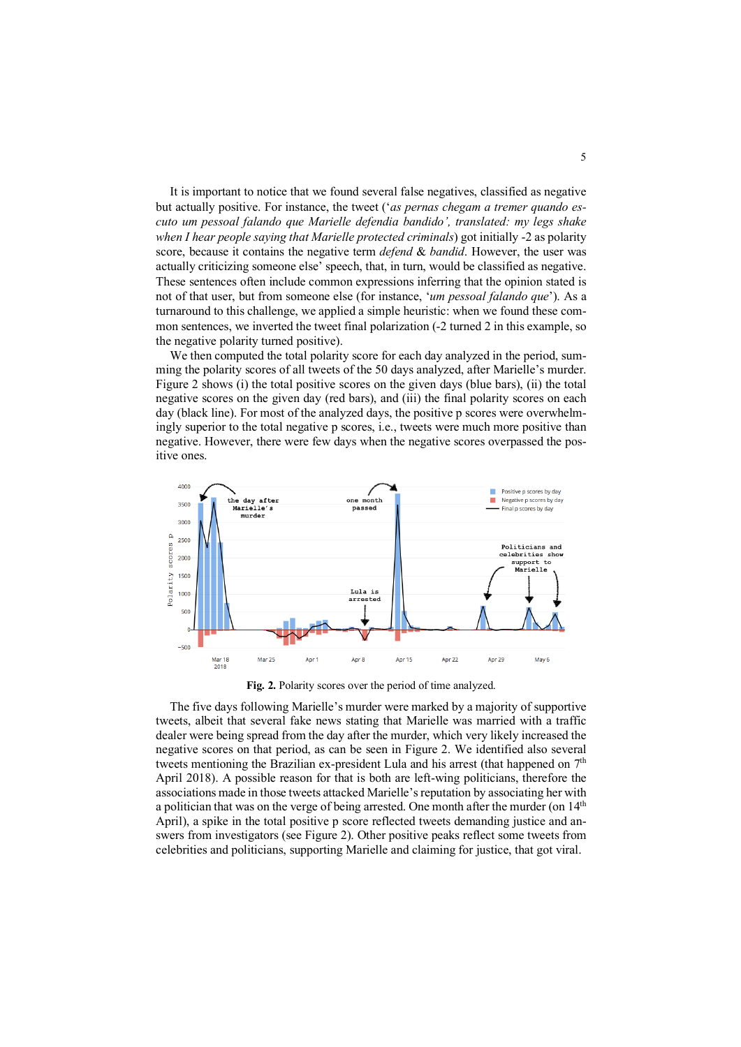It is important to notice that we found several false negatives, classified as negative but actually positive. For instance, the tweet (‘*as pernas chegam a tremer quando escuto um pessoal falando que Marielle defendia bandido’, translated: my legs shake when I hear people saying that Marielle protected criminals*) got initially -2 as polarity score, because it contains the negative term *defend* & *bandid*. However, the user was actually criticizing someone else’ speech, that, in turn, would be classified as negative. These sentences often include common expressions inferring that the opinion stated is not of that user, but from someone else (for instance, ‘*um pessoal falando que*’). As a turnaround to this challenge, we applied a simple heuristic: when we found these common sentences, we inverted the tweet final polarization (-2 turned 2 in this example, so the negative polarity turned positive).

We then computed the total polarity score for each day analyzed in the period, summing the polarity scores of all tweets of the 50 days analyzed, after Marielle’s murder. Figure 2 shows (i) the total positive scores on the given days (blue bars), (ii) the total negative scores on the given day (red bars), and (iii) the final polarity scores on each day (black line). For most of the analyzed days, the positive p scores were overwhelmingly superior to the total negative p scores, i.e., tweets were much more positive than negative. However, there were few days when the negative scores overpassed the positive ones.

**Fig. 2.** Polarity scores over the period of time analyzed.

The five days following Marielle’s murder were marked by a majority of supportive tweets, albeit that several fake news stating that Marielle was married with a traffic dealer were being spread from the day after the murder, which very likely increased the negative scores on that period, as can be seen in Figure 2. We identified also several tweets mentioning the Brazilian ex-president Lula and his arrest (that happened on 7th April 2018). A possible reason for that is both are left-wing politicians, therefore the associations made in those tweets attacked Marielle’s reputation by associating her with a politician that was on the verge of being arrested. One month after the murder (on 14th April), a spike in the total positive p score reflected tweets demanding justice and answers from investigators (see Figure 2). Other positive peaks reflect some tweets from celebrities and politicians, supporting Marielle and claiming for justice, that got viral.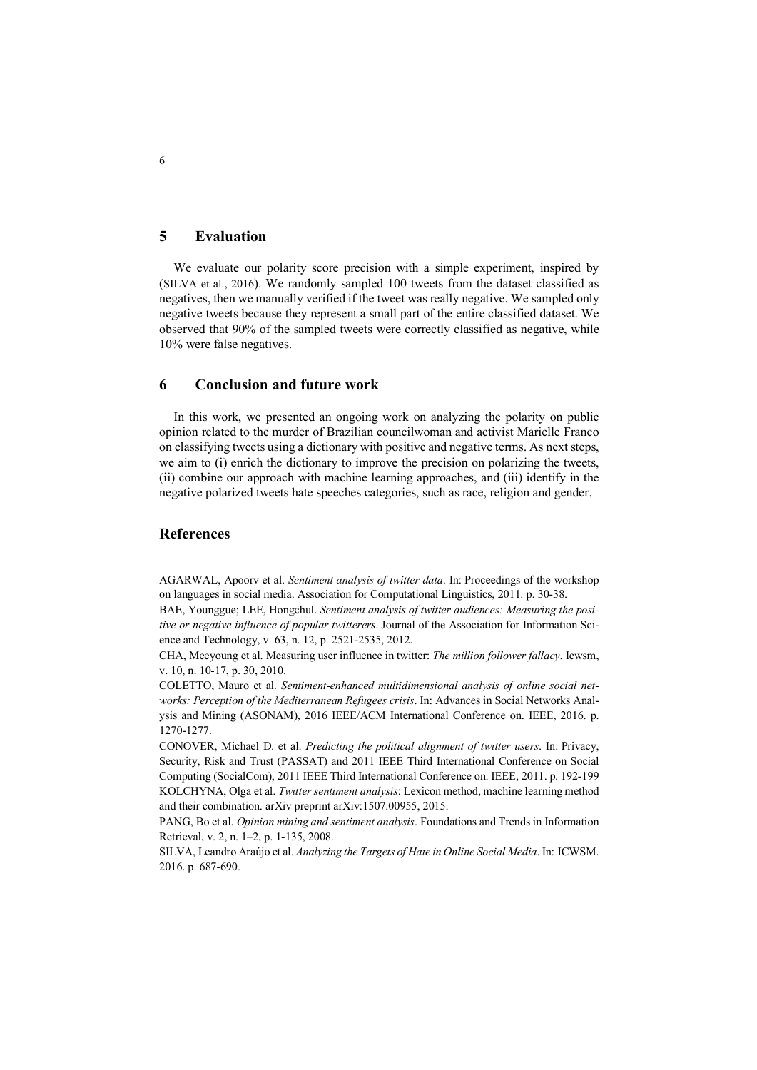## 5 Evaluation

We evaluate our polarity score precision with a simple experiment, inspired by (SILVA et al., 2016). We randomly sampled 100 tweets from the dataset classified as negatives, then we manually verified if the tweet was really negative. We sampled only negative tweets because they represent a small part of the entire classified dataset. We observed that 90% of the sampled tweets were correctly classified as negative, while 10% were false negatives.

## 6 Conclusion and future work

In this work, we presented an ongoing work on analyzing the polarity on public opinion related to the murder of Brazilian councilwoman and activist Marielle Franco on classifying tweets using a dictionary with positive and negative terms. As next steps, we aim to (i) enrich the dictionary to improve the precision on polarizing the tweets, (ii) combine our approach with machine learning approaches, and (iii) identify in the negative polarized tweets hate speeches categories, such as race, religion and gender.

## References

AGARWAL, Apoorv et al. *Sentiment analysis of twitter data*. In: Proceedings of the workshop on languages in social media. Association for Computational Linguistics, 2011. p. 30-38.

BAE, Younggue; LEE, Hongchul. *Sentiment analysis of twitter audiences: Measuring the positive or negative influence of popular twitterers*. Journal of the Association for Information Science and Technology, v. 63, n. 12, p. 2521-2535, 2012.

CHA, Meeyoung et al. Measuring user influence in twitter: *The million follower fallacy*. Icwsm, v. 10, n. 10-17, p. 30, 2010.

COLETTO, Mauro et al. *Sentiment-enhanced multidimensional analysis of online social networks: Perception of the Mediterranean Refugees crisis*. In: Advances in Social Networks Analysis and Mining (ASONAM), 2016 IEEE/ACM International Conference on. IEEE, 2016. p. 1270-1277.

CONOVER, Michael D. et al. *Predicting the political alignment of twitter users*. In: Privacy, Security, Risk and Trust (PASSAT) and 2011 IEEE Third International Conference on Social Computing (SocialCom), 2011 IEEE Third International Conference on. IEEE, 2011. p. 192-199

KOLCHYNA, Olga et al. *Twitter sentiment analysis*: Lexicon method, machine learning method and their combination. arXiv preprint arXiv:1507.00955, 2015.

PANG, Bo et al. *Opinion mining and sentiment analysis*. Foundations and Trends in Information Retrieval, v. 2, n. 1–2, p. 1-135, 2008.

SILVA, Leandro Araújo et al. *Analyzing the Targets of Hate in Online Social Media*. In: ICWSM. 2016. p. 687-690.